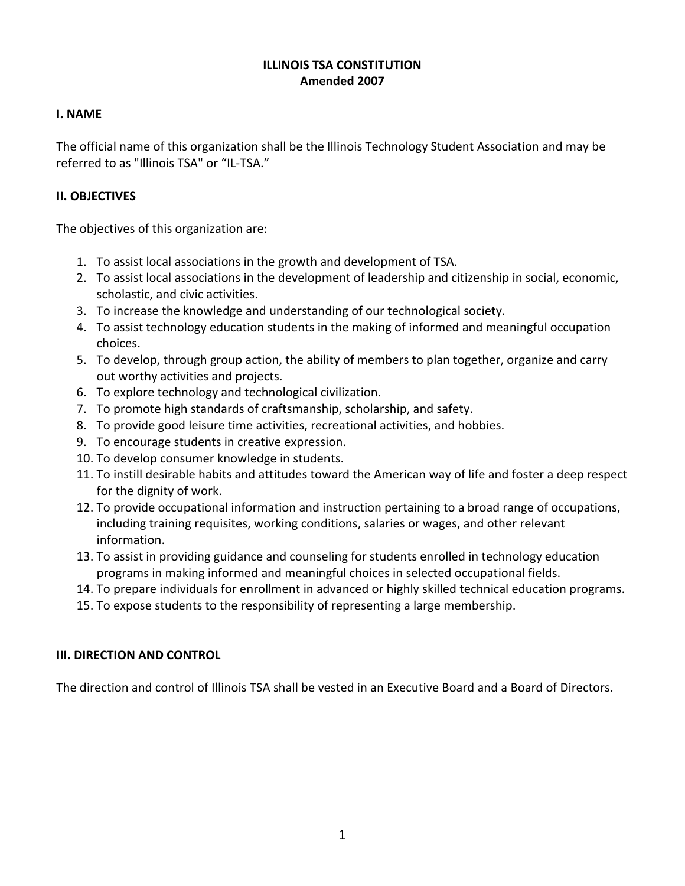# ILLINOIS TSA CONSTITUTION
**Amended 2007**

## I. NAME

The official name of this organization shall be the Illinois Technology Student Association and may be referred to as "Illinois TSA" or "IL-TSA."

## II. OBJECTIVES

The objectives of this organization are:

1. To assist local associations in the growth and development of TSA.
2. To assist local associations in the development of leadership and citizenship in social, economic, scholastic, and civic activities.
3. To increase the knowledge and understanding of our technological society.
4. To assist technology education students in the making of informed and meaningful occupation choices.
5. To develop, through group action, the ability of members to plan together, organize and carry out worthy activities and projects.
6. To explore technology and technological civilization.
7. To promote high standards of craftsmanship, scholarship, and safety.
8. To provide good leisure time activities, recreational activities, and hobbies.
9. To encourage students in creative expression.
10. To develop consumer knowledge in students.
11. To instill desirable habits and attitudes toward the American way of life and foster a deep respect for the dignity of work.
12. To provide occupational information and instruction pertaining to a broad range of occupations, including training requisites, working conditions, salaries or wages, and other relevant information.
13. To assist in providing guidance and counseling for students enrolled in technology education programs in making informed and meaningful choices in selected occupational fields.
14. To prepare individuals for enrollment in advanced or highly skilled technical education programs.
15. To expose students to the responsibility of representing a large membership.

## III. DIRECTION AND CONTROL

The direction and control of Illinois TSA shall be vested in an Executive Board and a Board of Directors.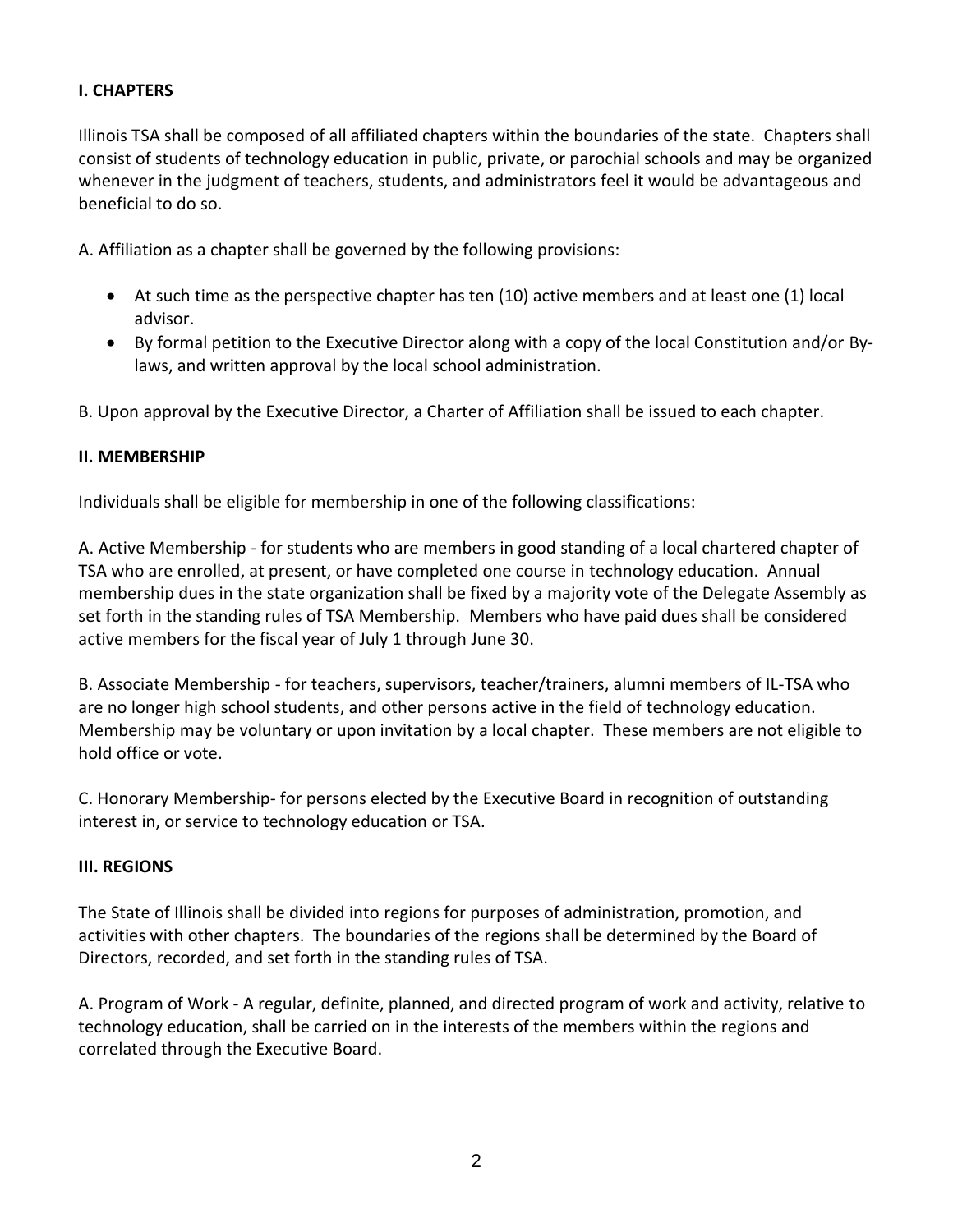## I. CHAPTERS

Illinois TSA shall be composed of all affiliated chapters within the boundaries of the state. Chapters shall consist of students of technology education in public, private, or parochial schools and may be organized whenever in the judgment of teachers, students, and administrators feel it would be advantageous and beneficial to do so.

A. Affiliation as a chapter shall be governed by the following provisions:

- At such time as the perspective chapter has ten (10) active members and at least one (1) local advisor.
- By formal petition to the Executive Director along with a copy of the local Constitution and/or By-laws, and written approval by the local school administration.

B. Upon approval by the Executive Director, a Charter of Affiliation shall be issued to each chapter.

## II. MEMBERSHIP

Individuals shall be eligible for membership in one of the following classifications:

A. Active Membership - for students who are members in good standing of a local chartered chapter of TSA who are enrolled, at present, or have completed one course in technology education. Annual membership dues in the state organization shall be fixed by a majority vote of the Delegate Assembly as set forth in the standing rules of TSA Membership. Members who have paid dues shall be considered active members for the fiscal year of July 1 through June 30.

B. Associate Membership - for teachers, supervisors, teacher/trainers, alumni members of IL-TSA who are no longer high school students, and other persons active in the field of technology education. Membership may be voluntary or upon invitation by a local chapter. These members are not eligible to hold office or vote.

C. Honorary Membership- for persons elected by the Executive Board in recognition of outstanding interest in, or service to technology education or TSA.

## III. REGIONS

The State of Illinois shall be divided into regions for purposes of administration, promotion, and activities with other chapters. The boundaries of the regions shall be determined by the Board of Directors, recorded, and set forth in the standing rules of TSA.

A. Program of Work - A regular, definite, planned, and directed program of work and activity, relative to technology education, shall be carried on in the interests of the members within the regions and correlated through the Executive Board.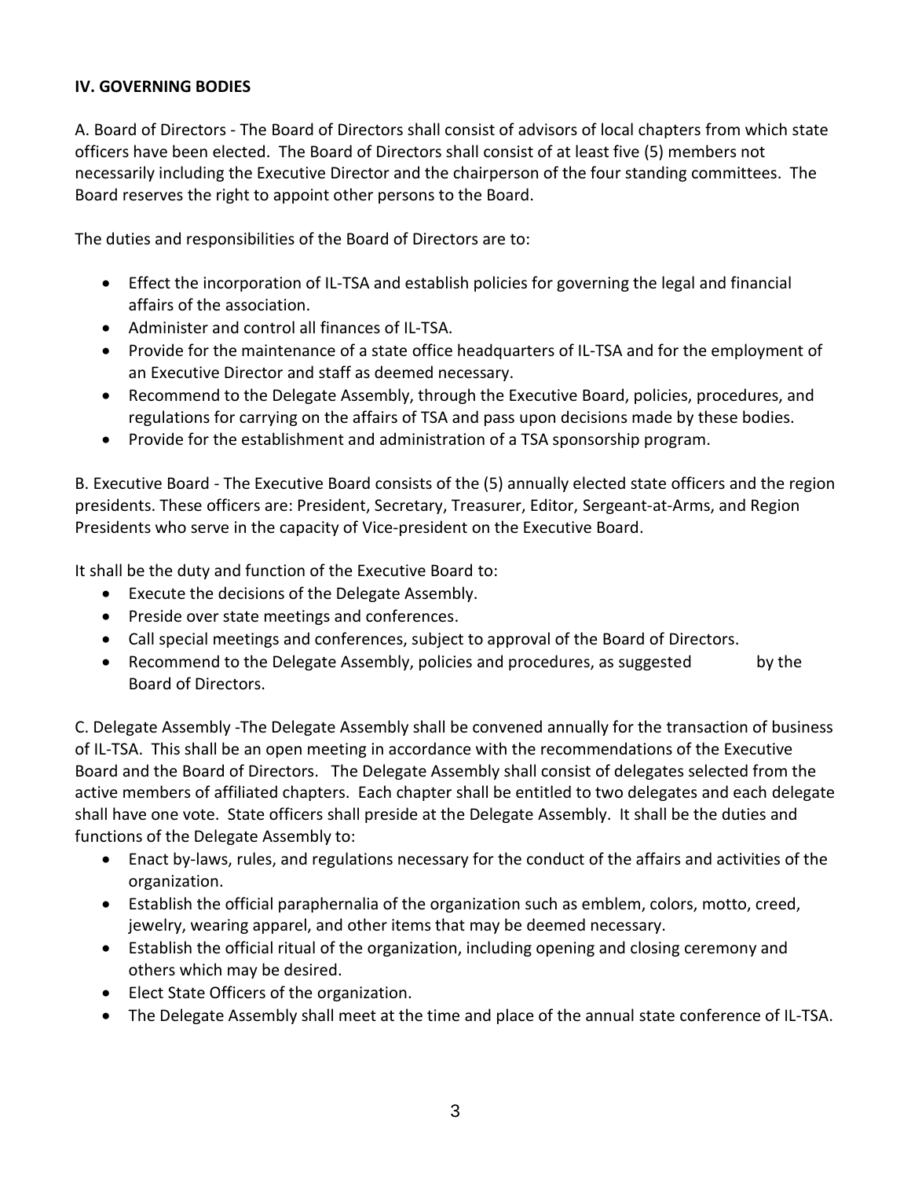**IV. GOVERNING BODIES**

A. Board of Directors - The Board of Directors shall consist of advisors of local chapters from which state officers have been elected. The Board of Directors shall consist of at least five (5) members not necessarily including the Executive Director and the chairperson of the four standing committees. The Board reserves the right to appoint other persons to the Board.

The duties and responsibilities of the Board of Directors are to:

- Effect the incorporation of IL-TSA and establish policies for governing the legal and financial affairs of the association.
- Administer and control all finances of IL-TSA.
- Provide for the maintenance of a state office headquarters of IL-TSA and for the employment of an Executive Director and staff as deemed necessary.
- Recommend to the Delegate Assembly, through the Executive Board, policies, procedures, and regulations for carrying on the affairs of TSA and pass upon decisions made by these bodies.
- Provide for the establishment and administration of a TSA sponsorship program.

B. Executive Board - The Executive Board consists of the (5) annually elected state officers and the region presidents. These officers are: President, Secretary, Treasurer, Editor, Sergeant-at-Arms, and Region Presidents who serve in the capacity of Vice-president on the Executive Board.

It shall be the duty and function of the Executive Board to:

- Execute the decisions of the Delegate Assembly.
- Preside over state meetings and conferences.
- Call special meetings and conferences, subject to approval of the Board of Directors.
- Recommend to the Delegate Assembly, policies and procedures, as suggested by the Board of Directors.

C. Delegate Assembly -The Delegate Assembly shall be convened annually for the transaction of business of IL-TSA. This shall be an open meeting in accordance with the recommendations of the Executive Board and the Board of Directors. The Delegate Assembly shall consist of delegates selected from the active members of affiliated chapters. Each chapter shall be entitled to two delegates and each delegate shall have one vote. State officers shall preside at the Delegate Assembly. It shall be the duties and functions of the Delegate Assembly to:

- Enact by-laws, rules, and regulations necessary for the conduct of the affairs and activities of the organization.
- Establish the official paraphernalia of the organization such as emblem, colors, motto, creed, jewelry, wearing apparel, and other items that may be deemed necessary.
- Establish the official ritual of the organization, including opening and closing ceremony and others which may be desired.
- Elect State Officers of the organization.
- The Delegate Assembly shall meet at the time and place of the annual state conference of IL-TSA.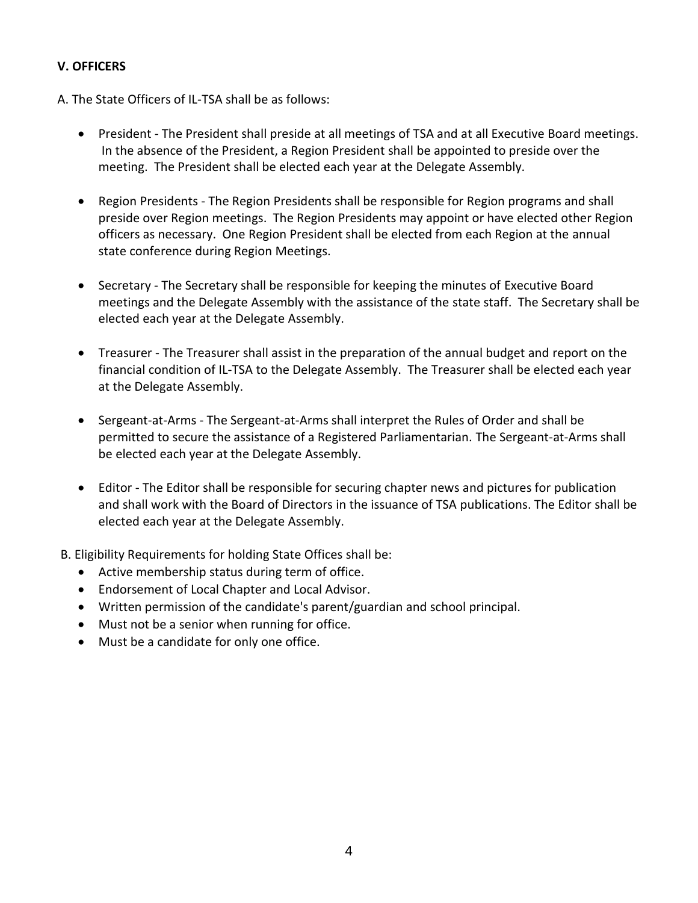**V. OFFICERS**

A. The State Officers of IL-TSA shall be as follows:

- President - The President shall preside at all meetings of TSA and at all Executive Board meetings. In the absence of the President, a Region President shall be appointed to preside over the meeting. The President shall be elected each year at the Delegate Assembly.
- Region Presidents - The Region Presidents shall be responsible for Region programs and shall preside over Region meetings. The Region Presidents may appoint or have elected other Region officers as necessary. One Region President shall be elected from each Region at the annual state conference during Region Meetings.
- Secretary - The Secretary shall be responsible for keeping the minutes of Executive Board meetings and the Delegate Assembly with the assistance of the state staff. The Secretary shall be elected each year at the Delegate Assembly.
- Treasurer - The Treasurer shall assist in the preparation of the annual budget and report on the financial condition of IL-TSA to the Delegate Assembly. The Treasurer shall be elected each year at the Delegate Assembly.
- Sergeant-at-Arms - The Sergeant-at-Arms shall interpret the Rules of Order and shall be permitted to secure the assistance of a Registered Parliamentarian. The Sergeant-at-Arms shall be elected each year at the Delegate Assembly.
- Editor - The Editor shall be responsible for securing chapter news and pictures for publication and shall work with the Board of Directors in the issuance of TSA publications. The Editor shall be elected each year at the Delegate Assembly.

B. Eligibility Requirements for holding State Offices shall be:

- Active membership status during term of office.
- Endorsement of Local Chapter and Local Advisor.
- Written permission of the candidate's parent/guardian and school principal.
- Must not be a senior when running for office.
- Must be a candidate for only one office.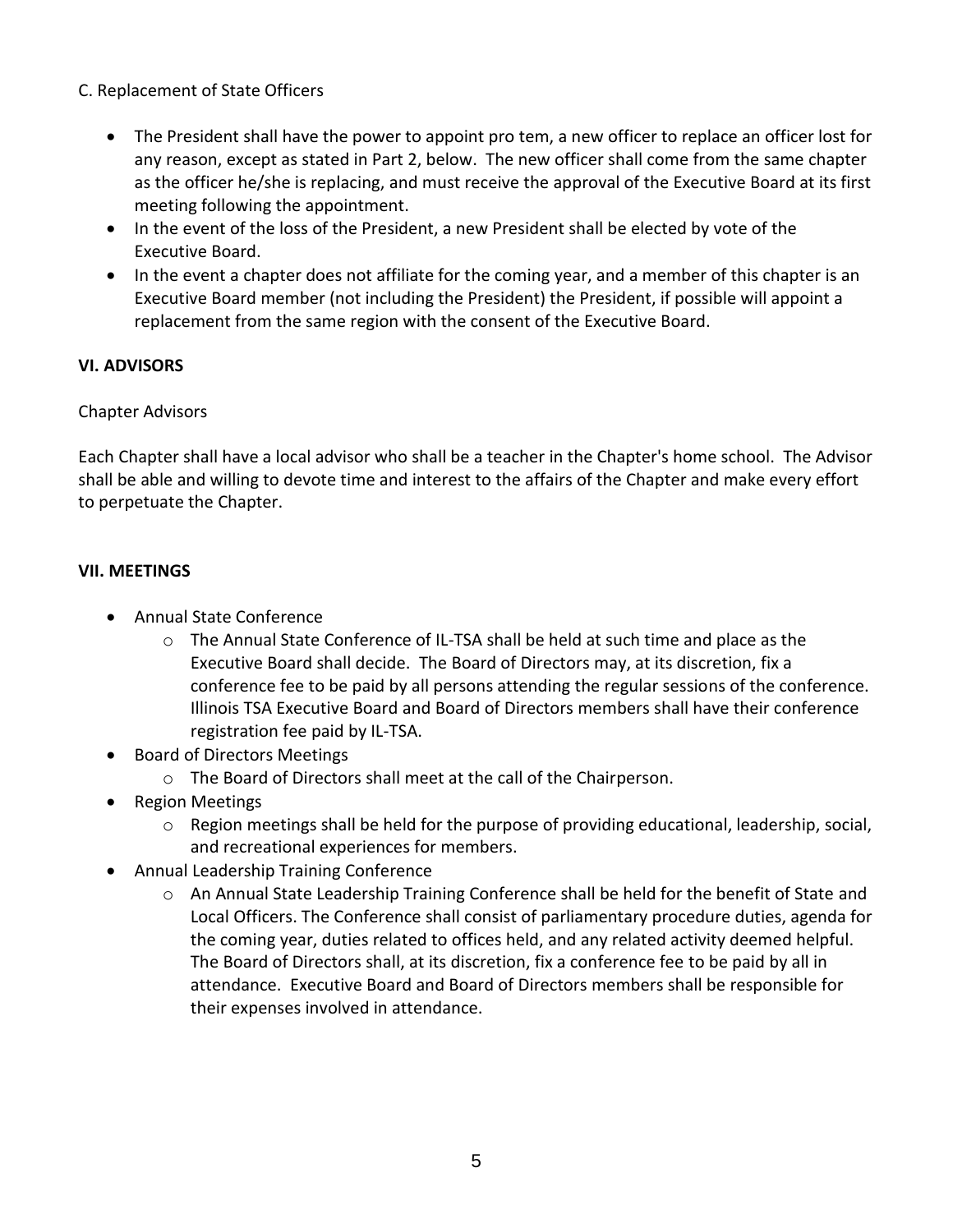C. Replacement of State Officers

- The President shall have the power to appoint pro tem, a new officer to replace an officer lost for any reason, except as stated in Part 2, below. The new officer shall come from the same chapter as the officer he/she is replacing, and must receive the approval of the Executive Board at its first meeting following the appointment.
- In the event of the loss of the President, a new President shall be elected by vote of the Executive Board.
- In the event a chapter does not affiliate for the coming year, and a member of this chapter is an Executive Board member (not including the President) the President, if possible will appoint a replacement from the same region with the consent of the Executive Board.

**VI. ADVISORS**

Chapter Advisors

Each Chapter shall have a local advisor who shall be a teacher in the Chapter's home school. The Advisor shall be able and willing to devote time and interest to the affairs of the Chapter and make every effort to perpetuate the Chapter.

**VII. MEETINGS**

- Annual State Conference
  - The Annual State Conference of IL-TSA shall be held at such time and place as the Executive Board shall decide. The Board of Directors may, at its discretion, fix a conference fee to be paid by all persons attending the regular sessions of the conference. Illinois TSA Executive Board and Board of Directors members shall have their conference registration fee paid by IL-TSA.
- Board of Directors Meetings
  - The Board of Directors shall meet at the call of the Chairperson.
- Region Meetings
  - Region meetings shall be held for the purpose of providing educational, leadership, social, and recreational experiences for members.
- Annual Leadership Training Conference
  - An Annual State Leadership Training Conference shall be held for the benefit of State and Local Officers. The Conference shall consist of parliamentary procedure duties, agenda for the coming year, duties related to offices held, and any related activity deemed helpful. The Board of Directors shall, at its discretion, fix a conference fee to be paid by all in attendance. Executive Board and Board of Directors members shall be responsible for their expenses involved in attendance.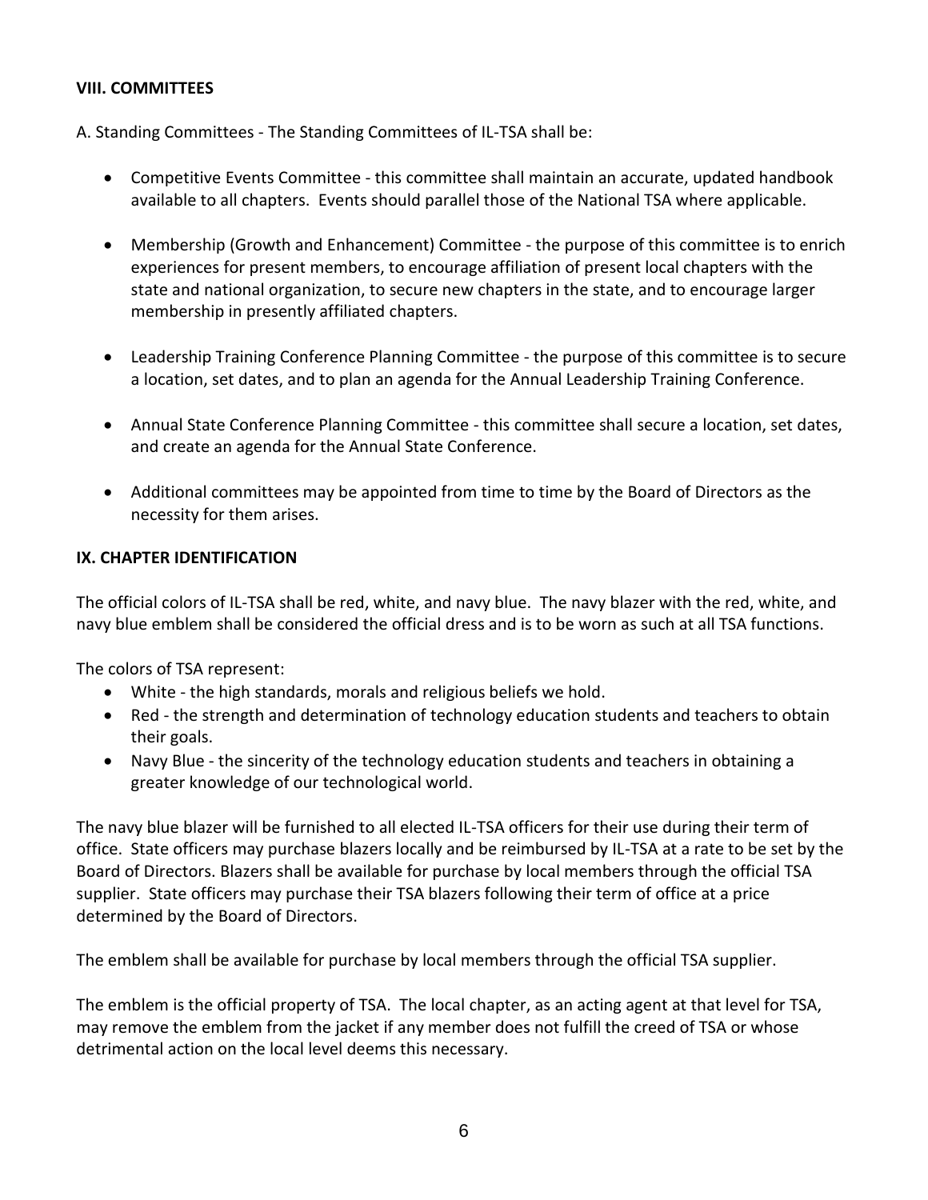## VIII. COMMITTEES

A. Standing Committees - The Standing Committees of IL-TSA shall be:

- Competitive Events Committee - this committee shall maintain an accurate, updated handbook available to all chapters. Events should parallel those of the National TSA where applicable.
- Membership (Growth and Enhancement) Committee - the purpose of this committee is to enrich experiences for present members, to encourage affiliation of present local chapters with the state and national organization, to secure new chapters in the state, and to encourage larger membership in presently affiliated chapters.
- Leadership Training Conference Planning Committee - the purpose of this committee is to secure a location, set dates, and to plan an agenda for the Annual Leadership Training Conference.
- Annual State Conference Planning Committee - this committee shall secure a location, set dates, and create an agenda for the Annual State Conference.
- Additional committees may be appointed from time to time by the Board of Directors as the necessity for them arises.

## IX. CHAPTER IDENTIFICATION

The official colors of IL-TSA shall be red, white, and navy blue. The navy blazer with the red, white, and navy blue emblem shall be considered the official dress and is to be worn as such at all TSA functions.

The colors of TSA represent:

- White - the high standards, morals and religious beliefs we hold.
- Red - the strength and determination of technology education students and teachers to obtain their goals.
- Navy Blue - the sincerity of the technology education students and teachers in obtaining a greater knowledge of our technological world.

The navy blue blazer will be furnished to all elected IL-TSA officers for their use during their term of office. State officers may purchase blazers locally and be reimbursed by IL-TSA at a rate to be set by the Board of Directors. Blazers shall be available for purchase by local members through the official TSA supplier. State officers may purchase their TSA blazers following their term of office at a price determined by the Board of Directors.

The emblem shall be available for purchase by local members through the official TSA supplier.

The emblem is the official property of TSA. The local chapter, as an acting agent at that level for TSA, may remove the emblem from the jacket if any member does not fulfill the creed of TSA or whose detrimental action on the local level deems this necessary.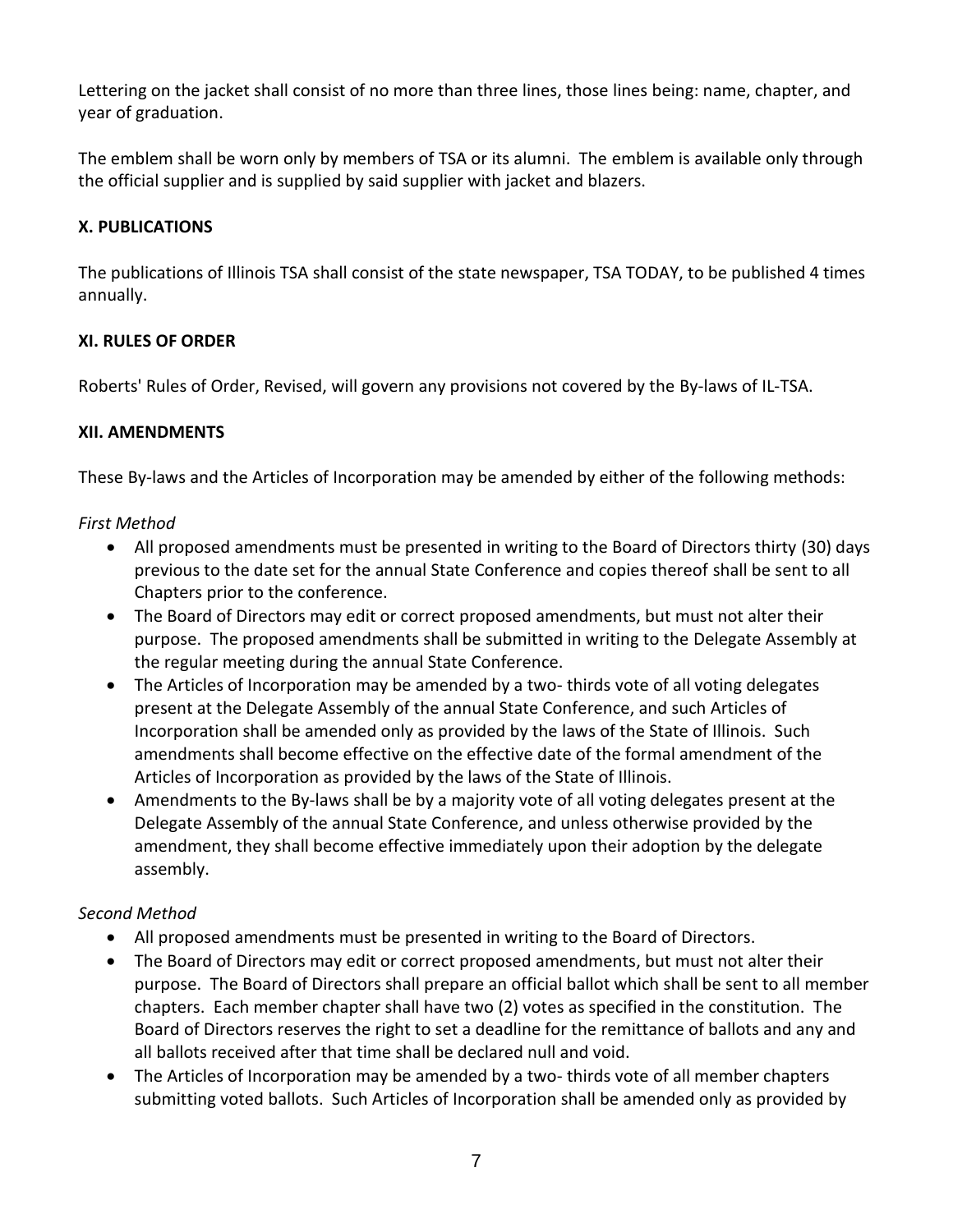Lettering on the jacket shall consist of no more than three lines, those lines being: name, chapter, and year of graduation.

The emblem shall be worn only by members of TSA or its alumni. The emblem is available only through the official supplier and is supplied by said supplier with jacket and blazers.

### X. PUBLICATIONS

The publications of Illinois TSA shall consist of the state newspaper, TSA TODAY, to be published 4 times annually.

### XI. RULES OF ORDER

Roberts' Rules of Order, Revised, will govern any provisions not covered by the By-laws of IL-TSA.

### XII. AMENDMENTS

These By-laws and the Articles of Incorporation may be amended by either of the following methods:

*First Method*

- All proposed amendments must be presented in writing to the Board of Directors thirty (30) days previous to the date set for the annual State Conference and copies thereof shall be sent to all Chapters prior to the conference.
- The Board of Directors may edit or correct proposed amendments, but must not alter their purpose. The proposed amendments shall be submitted in writing to the Delegate Assembly at the regular meeting during the annual State Conference.
- The Articles of Incorporation may be amended by a two- thirds vote of all voting delegates present at the Delegate Assembly of the annual State Conference, and such Articles of Incorporation shall be amended only as provided by the laws of the State of Illinois. Such amendments shall become effective on the effective date of the formal amendment of the Articles of Incorporation as provided by the laws of the State of Illinois.
- Amendments to the By-laws shall be by a majority vote of all voting delegates present at the Delegate Assembly of the annual State Conference, and unless otherwise provided by the amendment, they shall become effective immediately upon their adoption by the delegate assembly.

*Second Method*

- All proposed amendments must be presented in writing to the Board of Directors.
- The Board of Directors may edit or correct proposed amendments, but must not alter their purpose. The Board of Directors shall prepare an official ballot which shall be sent to all member chapters. Each member chapter shall have two (2) votes as specified in the constitution. The Board of Directors reserves the right to set a deadline for the remittance of ballots and any and all ballots received after that time shall be declared null and void.
- The Articles of Incorporation may be amended by a two- thirds vote of all member chapters submitting voted ballots. Such Articles of Incorporation shall be amended only as provided by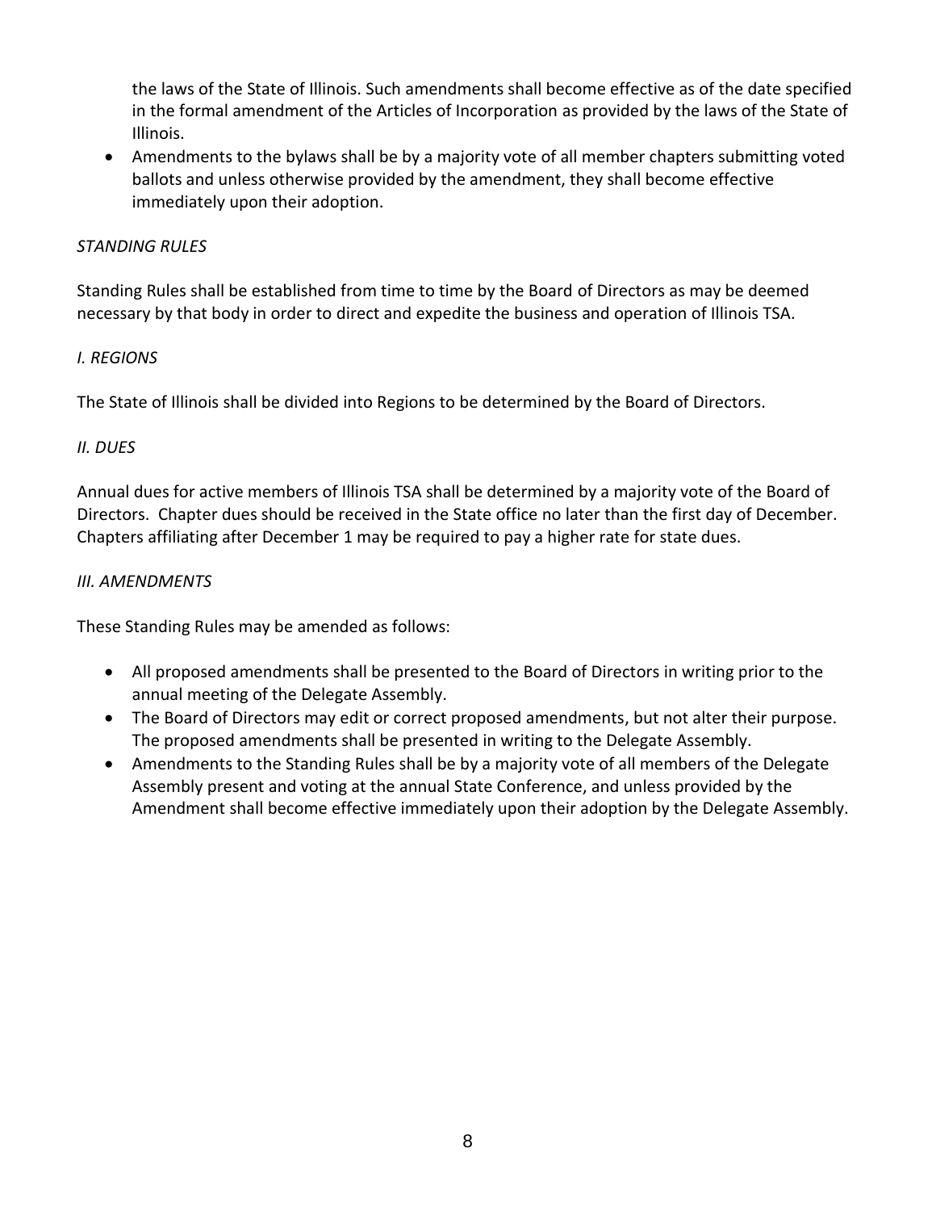the laws of the State of Illinois. Such amendments shall become effective as of the date specified in the formal amendment of the Articles of Incorporation as provided by the laws of the State of Illinois.

- Amendments to the bylaws shall be by a majority vote of all member chapters submitting voted ballots and unless otherwise provided by the amendment, they shall become effective immediately upon their adoption.

*STANDING RULES*

Standing Rules shall be established from time to time by the Board of Directors as may be deemed necessary by that body in order to direct and expedite the business and operation of Illinois TSA.

*I. REGIONS*

The State of Illinois shall be divided into Regions to be determined by the Board of Directors.

*II. DUES*

Annual dues for active members of Illinois TSA shall be determined by a majority vote of the Board of Directors. Chapter dues should be received in the State office no later than the first day of December. Chapters affiliating after December 1 may be required to pay a higher rate for state dues.

*III. AMENDMENTS*

These Standing Rules may be amended as follows:

- All proposed amendments shall be presented to the Board of Directors in writing prior to the annual meeting of the Delegate Assembly.
- The Board of Directors may edit or correct proposed amendments, but not alter their purpose. The proposed amendments shall be presented in writing to the Delegate Assembly.
- Amendments to the Standing Rules shall be by a majority vote of all members of the Delegate Assembly present and voting at the annual State Conference, and unless provided by the Amendment shall become effective immediately upon their adoption by the Delegate Assembly.